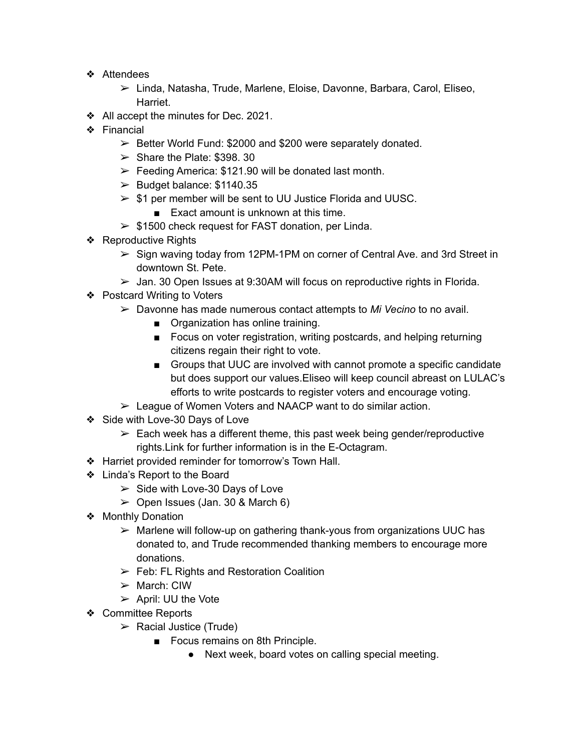- Attendees
    - Linda, Natasha, Trude, Marlene, Eloise, Davonne, Barbara, Carol, Eliseo, Harriet.
- All accept the minutes for Dec. 2021.
- Financial
    - Better World Fund: $2000 and $200 were separately donated.
    - Share the Plate: $398. 30
    - Feeding America: $121.90 will be donated last month.
    - Budget balance: $1140.35
    - $1 per member will be sent to UU Justice Florida and UUSC.
        - Exact amount is unknown at this time.
    - $1500 check request for FAST donation, per Linda.
- Reproductive Rights
    - Sign waving today from 12PM-1PM on corner of Central Ave. and 3rd Street in downtown St. Pete.
    - Jan. 30 Open Issues at 9:30AM will focus on reproductive rights in Florida.
- Postcard Writing to Voters
    - Davonne has made numerous contact attempts to *Mi Vecino* to no avail.
        - Organization has online training.
        - Focus on voter registration, writing postcards, and helping returning citizens regain their right to vote.
        - Groups that UUC are involved with cannot promote a specific candidate but does support our values.Eliseo will keep council abreast on LULAC's efforts to write postcards to register voters and encourage voting.
    - League of Women Voters and NAACP want to do similar action.
- Side with Love-30 Days of Love
    - Each week has a different theme, this past week being gender/reproductive rights.Link for further information is in the E-Octagram.
- Harriet provided reminder for tomorrow's Town Hall.
- Linda's Report to the Board
    - Side with Love-30 Days of Love
    - Open Issues (Jan. 30 & March 6)
- Monthly Donation
    - Marlene will follow-up on gathering thank-yous from organizations UUC has donated to, and Trude recommended thanking members to encourage more donations.
    - Feb: FL Rights and Restoration Coalition
    - March: CIW
    - April: UU the Vote
- Committee Reports
    - Racial Justice (Trude)
        - Focus remains on 8th Principle.
            - Next week, board votes on calling special meeting.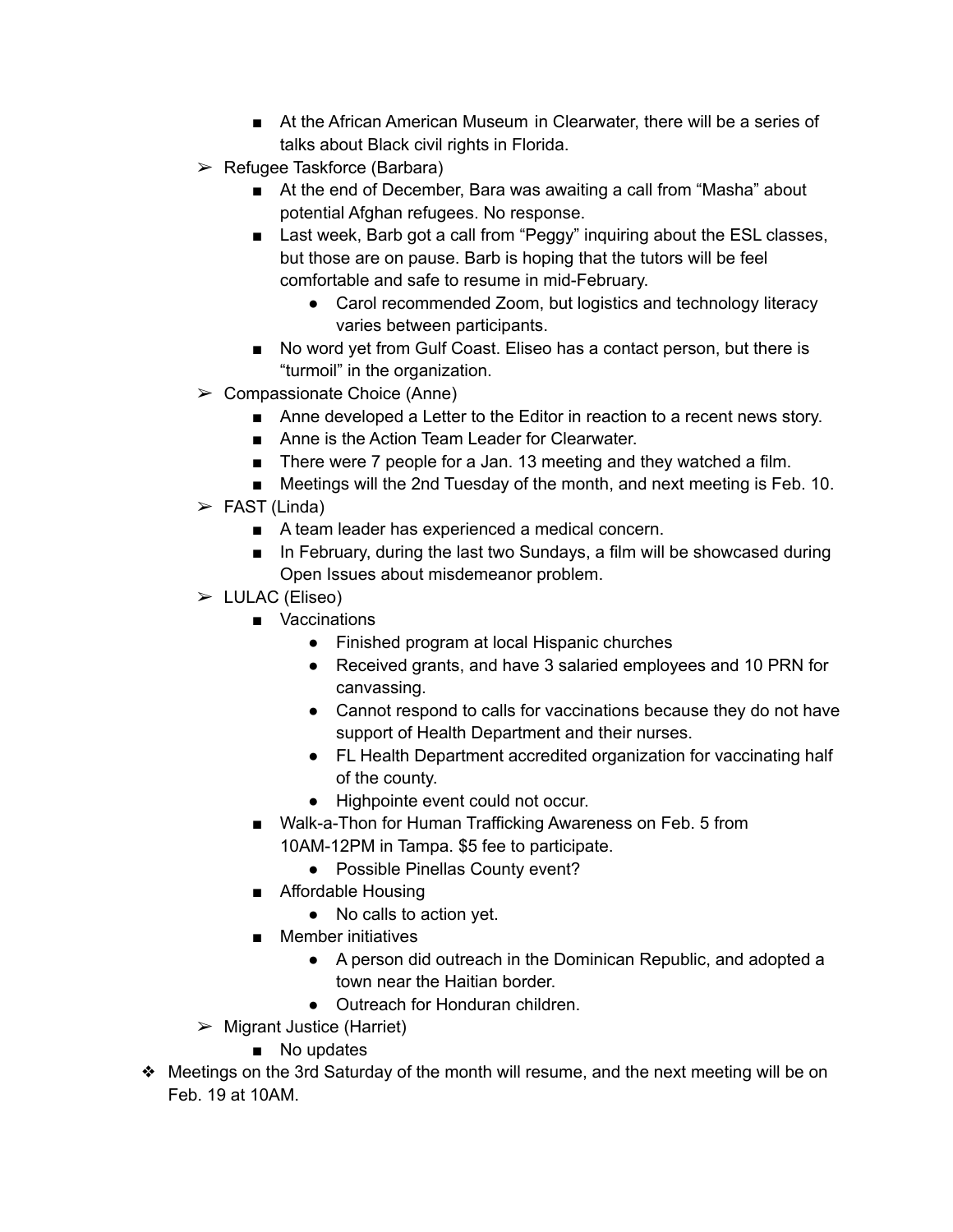- At the African American Museum in Clearwater, there will be a series of talks about Black civil rights in Florida.
  - Refugee Taskforce (Barbara)
      - At the end of December, Bara was awaiting a call from "Masha" about potential Afghan refugees. No response.
      - Last week, Barb got a call from "Peggy" inquiring about the ESL classes, but those are on pause. Barb is hoping that the tutors will be feel comfortable and safe to resume in mid-February.
          - Carol recommended Zoom, but logistics and technology literacy varies between participants.
      - No word yet from Gulf Coast. Eliseo has a contact person, but there is "turmoil" in the organization.
  - Compassionate Choice (Anne)
      - Anne developed a Letter to the Editor in reaction to a recent news story.
      - Anne is the Action Team Leader for Clearwater.
      - There were 7 people for a Jan. 13 meeting and they watched a film.
      - Meetings will the 2nd Tuesday of the month, and next meeting is Feb. 10.
  - FAST (Linda)
      - A team leader has experienced a medical concern.
      - In February, during the last two Sundays, a film will be showcased during Open Issues about misdemeanor problem.
  - LULAC (Eliseo)
      - Vaccinations
          - Finished program at local Hispanic churches
          - Received grants, and have 3 salaried employees and 10 PRN for canvassing.
          - Cannot respond to calls for vaccinations because they do not have support of Health Department and their nurses.
          - FL Health Department accredited organization for vaccinating half of the county.
          - Highpointe event could not occur.
      - Walk-a-Thon for Human Trafficking Awareness on Feb. 5 from 10AM-12PM in Tampa. $5 fee to participate.
          - Possible Pinellas County event?
      - Affordable Housing
          - No calls to action yet.
      - Member initiatives
          - A person did outreach in the Dominican Republic, and adopted a town near the Haitian border.
          - Outreach for Honduran children.
  - Migrant Justice (Harriet)
      - No updates
- Meetings on the 3rd Saturday of the month will resume, and the next meeting will be on Feb. 19 at 10AM.